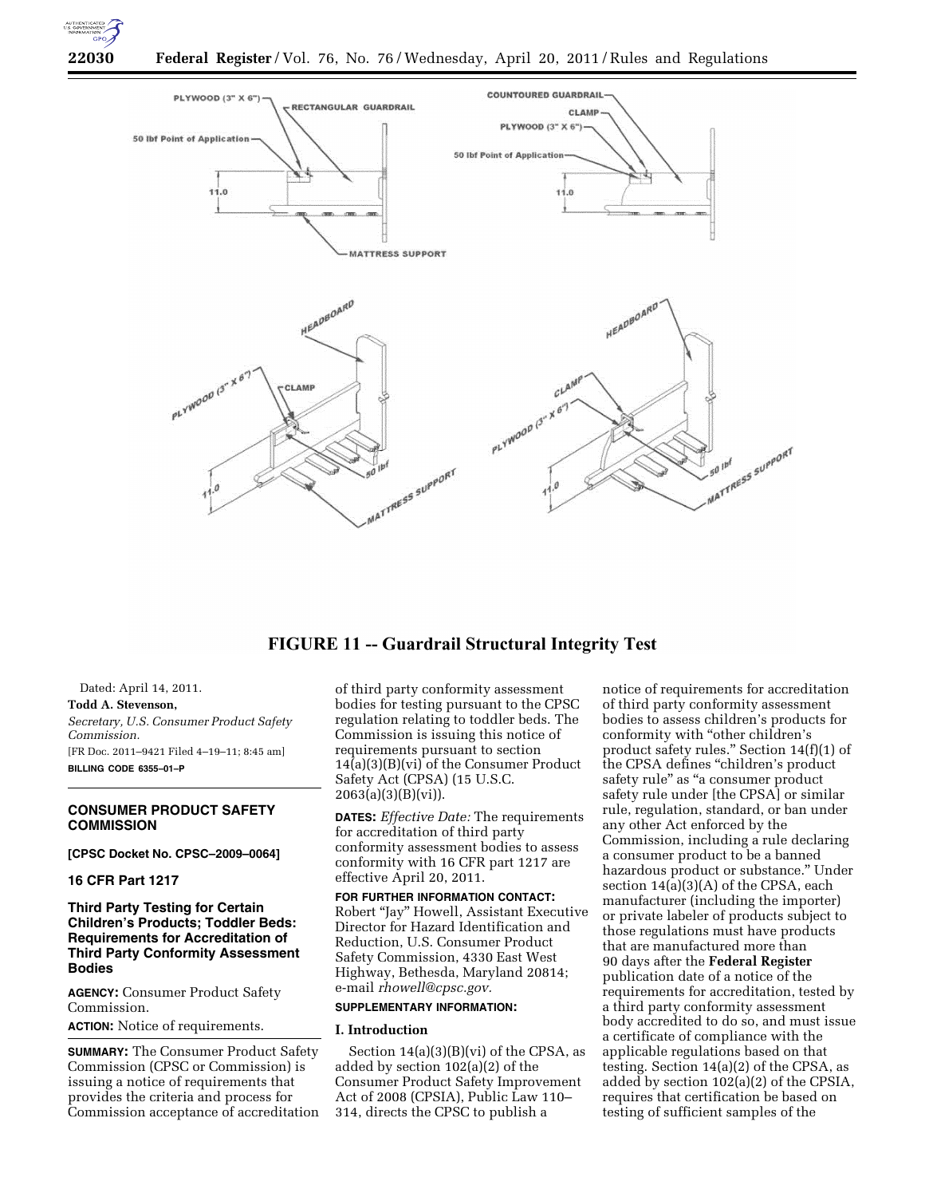FIGURE 11 -- Guardrail Structural Integrity Test

Dated: April 14, 2011.

**Todd A. Stevenson,**

*Secretary, U.S. Consumer Product Safety Commission.*

[FR Doc. 2011–9421 Filed 4–19–11; 8:45 am]

**BILLING CODE 6355–01–P**

---

## CONSUMER PRODUCT SAFETY COMMISSION

**[CPSC Docket No. CPSC–2009–0064]**

**16 CFR Part 1217**

### Third Party Testing for Certain Children's Products; Toddler Beds: Requirements for Accreditation of Third Party Conformity Assessment Bodies

**AGENCY:** Consumer Product Safety Commission.

**ACTION:** Notice of requirements.

**SUMMARY:** The Consumer Product Safety Commission (CPSC or Commission) is issuing a notice of requirements that provides the criteria and process for Commission acceptance of accreditation of third party conformity assessment bodies for testing pursuant to the CPSC regulation relating to toddler beds. The Commission is issuing this notice of requirements pursuant to section 14(a)(3)(B)(vi) of the Consumer Product Safety Act (CPSA) (15 U.S.C. 2063(a)(3)(B)(vi)).

**DATES:** *Effective Date:* The requirements for accreditation of third party conformity assessment bodies to assess conformity with 16 CFR part 1217 are effective April 20, 2011.

**FOR FURTHER INFORMATION CONTACT:** Robert "Jay" Howell, Assistant Executive Director for Hazard Identification and Reduction, U.S. Consumer Product Safety Commission, 4330 East West Highway, Bethesda, Maryland 20814; e-mail *rhowell@cpsc.gov.*

**SUPPLEMENTARY INFORMATION:**

### I. Introduction

Section 14(a)(3)(B)(vi) of the CPSA, as added by section 102(a)(2) of the Consumer Product Safety Improvement Act of 2008 (CPSIA), Public Law 110–314, directs the CPSC to publish a notice of requirements for accreditation of third party conformity assessment bodies to assess children's products for conformity with "other children's product safety rules." Section 14(f)(1) of the CPSA defines "children's product safety rule" as "a consumer product safety rule under [the CPSA] or similar rule, regulation, standard, or ban under any other Act enforced by the Commission, including a rule declaring a consumer product to be a banned hazardous product or substance." Under section 14(a)(3)(A) of the CPSA, each manufacturer (including the importer) or private labeler of products subject to those regulations must have products that are manufactured more than 90 days after the **Federal Register** publication date of a notice of the requirements for accreditation, tested by a third party conformity assessment body accredited to do so, and must issue a certificate of compliance with the applicable regulations based on that testing. Section 14(a)(2) of the CPSA, as added by section 102(a)(2) of the CPSIA, requires that certification be based on testing of sufficient samples of the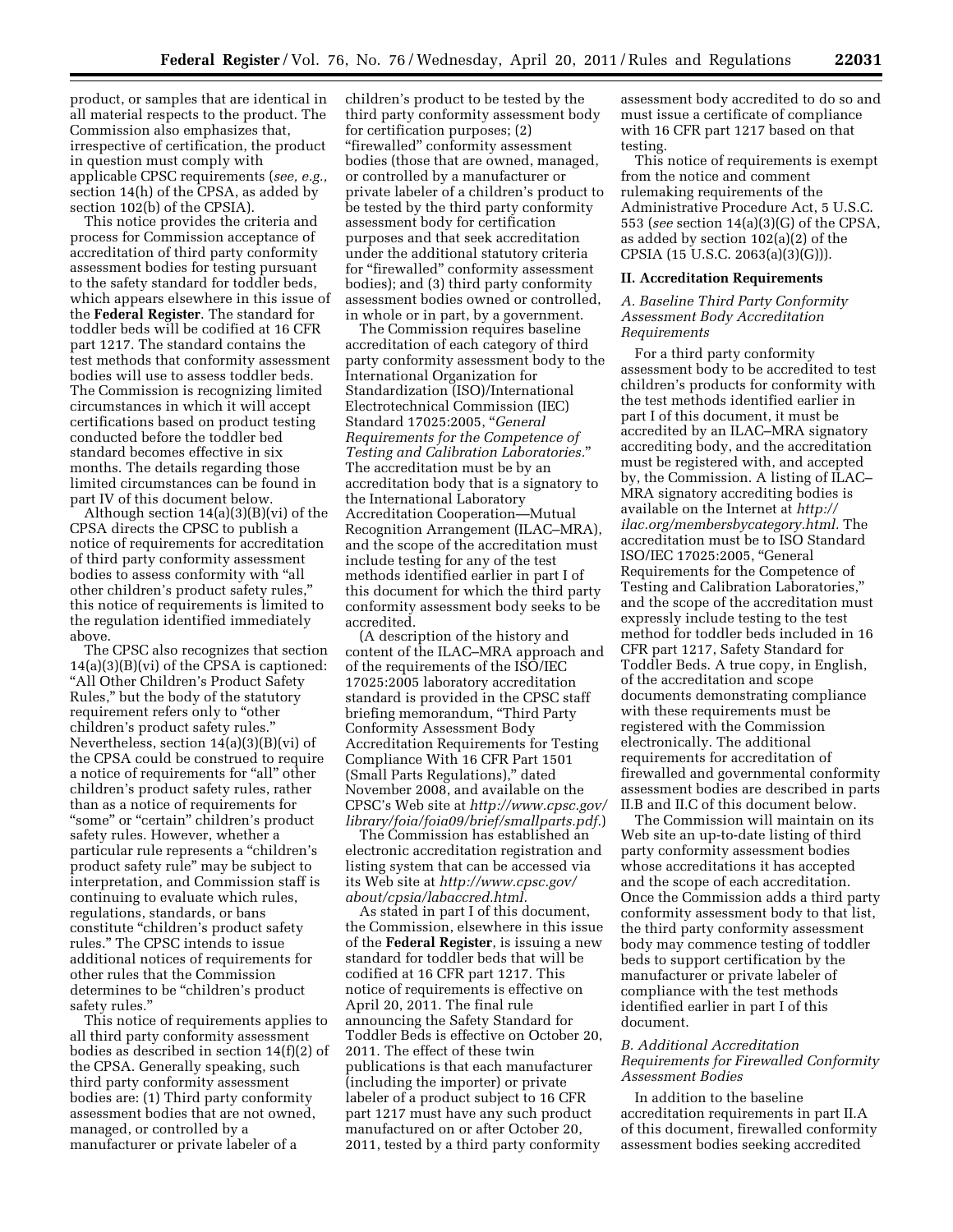product, or samples that are identical in all material respects to the product. The Commission also emphasizes that, irrespective of certification, the product in question must comply with applicable CPSC requirements (*see, e.g.,* section 14(h) of the CPSA, as added by section 102(b) of the CPSIA).

This notice provides the criteria and process for Commission acceptance of accreditation of third party conformity assessment bodies for testing pursuant to the safety standard for toddler beds, which appears elsewhere in this issue of the **Federal Register**. The standard for toddler beds will be codified at 16 CFR part 1217. The standard contains the test methods that conformity assessment bodies will use to assess toddler beds. The Commission is recognizing limited circumstances in which it will accept certifications based on product testing conducted before the toddler bed standard becomes effective in six months. The details regarding those limited circumstances can be found in part IV of this document below.

Although section 14(a)(3)(B)(vi) of the CPSA directs the CPSC to publish a notice of requirements for accreditation of third party conformity assessment bodies to assess conformity with "all other children's product safety rules," this notice of requirements is limited to the regulation identified immediately above.

The CPSC also recognizes that section 14(a)(3)(B)(vi) of the CPSA is captioned: "All Other Children's Product Safety Rules," but the body of the statutory requirement refers only to "other children's product safety rules." Nevertheless, section 14(a)(3)(B)(vi) of the CPSA could be construed to require a notice of requirements for "all" other children's product safety rules, rather than as a notice of requirements for "some" or "certain" children's product safety rules. However, whether a particular rule represents a "children's product safety rule" may be subject to interpretation, and Commission staff is continuing to evaluate which rules, regulations, standards, or bans constitute "children's product safety rules." The CPSC intends to issue additional notices of requirements for other rules that the Commission determines to be "children's product safety rules."

This notice of requirements applies to all third party conformity assessment bodies as described in section 14(f)(2) of the CPSA. Generally speaking, such third party conformity assessment bodies are: (1) Third party conformity assessment bodies that are not owned, managed, or controlled by a manufacturer or private labeler of a children's product to be tested by the third party conformity assessment body for certification purposes; (2) "firewalled" conformity assessment bodies (those that are owned, managed, or controlled by a manufacturer or private labeler of a children's product to be tested by the third party conformity assessment body for certification purposes and that seek accreditation under the additional statutory criteria for "firewalled" conformity assessment bodies); and (3) third party conformity assessment bodies owned or controlled, in whole or in part, by a government.

The Commission requires baseline accreditation of each category of third party conformity assessment body to the International Organization for Standardization (ISO)/International Electrotechnical Commission (IEC) Standard 17025:2005, "*General Requirements for the Competence of Testing and Calibration Laboratories.*" The accreditation must be by an accreditation body that is a signatory to the International Laboratory Accreditation Cooperation—Mutual Recognition Arrangement (ILAC–MRA), and the scope of the accreditation must include testing for any of the test methods identified earlier in part I of this document for which the third party conformity assessment body seeks to be accredited.

(A description of the history and content of the ILAC–MRA approach and of the requirements of the ISO/IEC 17025:2005 laboratory accreditation standard is provided in the CPSC staff briefing memorandum, "Third Party Conformity Assessment Body Accreditation Requirements for Testing Compliance With 16 CFR Part 1501 (Small Parts Regulations)," dated November 2008, and available on the CPSC's Web site at *http://www.cpsc.gov/library/foia/foia09/brief/smallparts.pdf.*)

The Commission has established an electronic accreditation registration and listing system that can be accessed via its Web site at *http://www.cpsc.gov/about/cpsia/labaccred.html.*

As stated in part I of this document, the Commission, elsewhere in this issue of the **Federal Register**, is issuing a new standard for toddler beds that will be codified at 16 CFR part 1217. This notice of requirements is effective on April 20, 2011. The final rule announcing the Safety Standard for Toddler Beds is effective on October 20, 2011. The effect of these twin publications is that each manufacturer (including the importer) or private labeler of a product subject to 16 CFR part 1217 must have any such product manufactured on or after October 20, 2011, tested by a third party conformity assessment body accredited to do so and must issue a certificate of compliance with 16 CFR part 1217 based on that testing.

This notice of requirements is exempt from the notice and comment rulemaking requirements of the Administrative Procedure Act, 5 U.S.C. 553 (*see* section 14(a)(3)(G) of the CPSA, as added by section 102(a)(2) of the CPSIA (15 U.S.C. 2063(a)(3)(G))).

## II. Accreditation Requirements

### *A. Baseline Third Party Conformity Assessment Body Accreditation Requirements*

For a third party conformity assessment body to be accredited to test children's products for conformity with the test methods identified earlier in part I of this document, it must be accredited by an ILAC–MRA signatory accrediting body, and the accreditation must be registered with, and accepted by, the Commission. A listing of ILAC–MRA signatory accrediting bodies is available on the Internet at *http://ilac.org/membersbycategory.html.* The accreditation must be to ISO Standard ISO/IEC 17025:2005, "General Requirements for the Competence of Testing and Calibration Laboratories," and the scope of the accreditation must expressly include testing to the test method for toddler beds included in 16 CFR part 1217, Safety Standard for Toddler Beds. A true copy, in English, of the accreditation and scope documents demonstrating compliance with these requirements must be registered with the Commission electronically. The additional requirements for accreditation of firewalled and governmental conformity assessment bodies are described in parts II.B and II.C of this document below.

The Commission will maintain on its Web site an up-to-date listing of third party conformity assessment bodies whose accreditations it has accepted and the scope of each accreditation. Once the Commission adds a third party conformity assessment body to that list, the third party conformity assessment body may commence testing of toddler beds to support certification by the manufacturer or private labeler of compliance with the test methods identified earlier in part I of this document.

### *B. Additional Accreditation Requirements for Firewalled Conformity Assessment Bodies*

In addition to the baseline accreditation requirements in part II.A of this document, firewalled conformity assessment bodies seeking accredited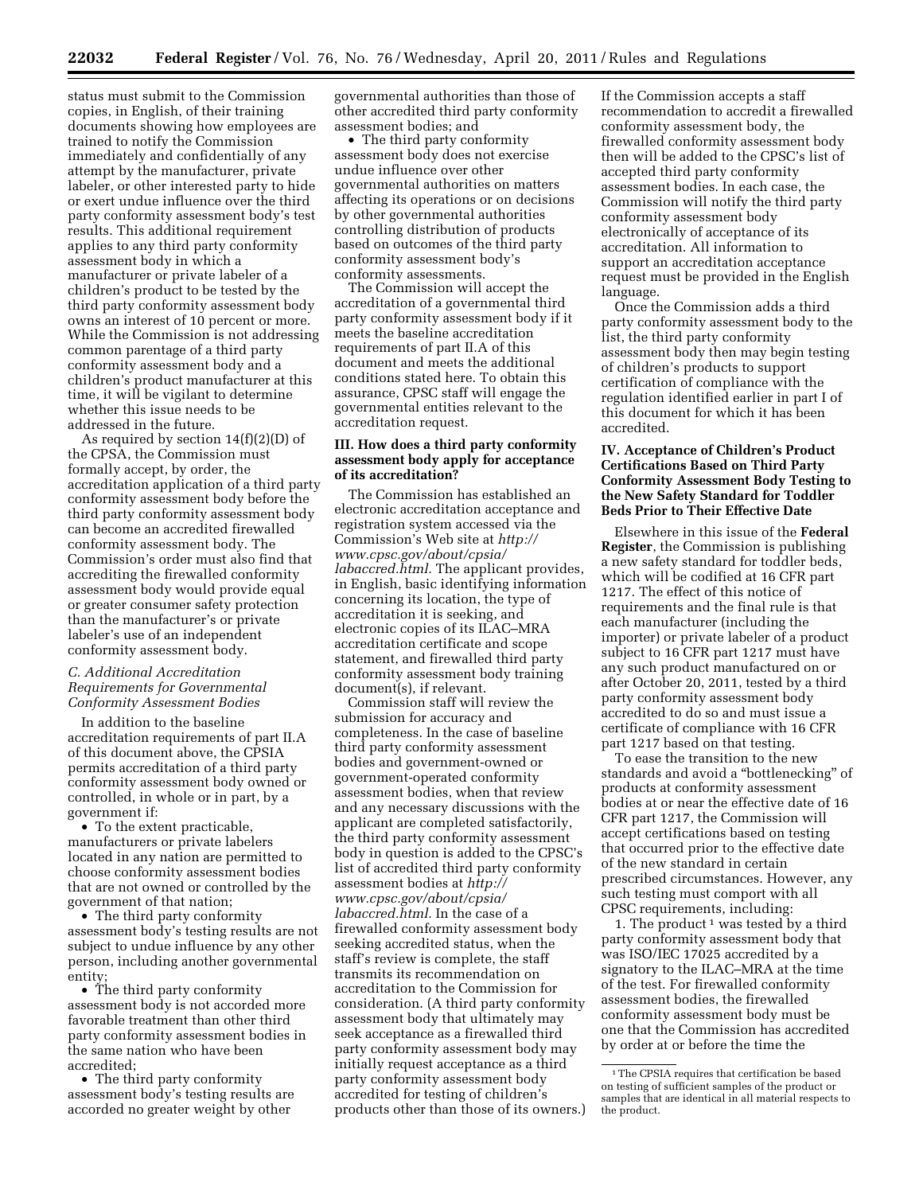status must submit to the Commission copies, in English, of their training documents showing how employees are trained to notify the Commission immediately and confidentially of any attempt by the manufacturer, private labeler, or other interested party to hide or exert undue influence over the third party conformity assessment body's test results. This additional requirement applies to any third party conformity assessment body in which a manufacturer or private labeler of a children's product to be tested by the third party conformity assessment body owns an interest of 10 percent or more. While the Commission is not addressing common parentage of a third party conformity assessment body and a children's product manufacturer at this time, it will be vigilant to determine whether this issue needs to be addressed in the future.

As required by section 14(f)(2)(D) of the CPSA, the Commission must formally accept, by order, the accreditation application of a third party conformity assessment body before the third party conformity assessment body can become an accredited firewalled conformity assessment body. The Commission's order must also find that accrediting the firewalled conformity assessment body would provide equal or greater consumer safety protection than the manufacturer's or private labeler's use of an independent conformity assessment body.

### C. Additional Accreditation Requirements for Governmental Conformity Assessment Bodies

In addition to the baseline accreditation requirements of part II.A of this document above, the CPSIA permits accreditation of a third party conformity assessment body owned or controlled, in whole or in part, by a government if:

- To the extent practicable, manufacturers or private labelers located in any nation are permitted to choose conformity assessment bodies that are not owned or controlled by the government of that nation;
- The third party conformity assessment body's testing results are not subject to undue influence by any other person, including another governmental entity;
- The third party conformity assessment body is not accorded more favorable treatment than other third party conformity assessment bodies in the same nation who have been accredited;
- The third party conformity assessment body's testing results are accorded no greater weight by other governmental authorities than those of other accredited third party conformity assessment bodies; and
- The third party conformity assessment body does not exercise undue influence over other governmental authorities on matters affecting its operations or on decisions by other governmental authorities controlling distribution of products based on outcomes of the third party conformity assessment body's conformity assessments.

The Commission will accept the accreditation of a governmental third party conformity assessment body if it meets the baseline accreditation requirements of part II.A of this document and meets the additional conditions stated here. To obtain this assurance, CPSC staff will engage the governmental entities relevant to the accreditation request.

## III. How does a third party conformity assessment body apply for acceptance of its accreditation?

The Commission has established an electronic accreditation acceptance and registration system accessed via the Commission's Web site at *http://www.cpsc.gov/about/cpsia/labaccred.html.* The applicant provides, in English, basic identifying information concerning its location, the type of accreditation it is seeking, and electronic copies of its ILAC–MRA accreditation certificate and scope statement, and firewalled third party conformity assessment body training document(s), if relevant.

Commission staff will review the submission for accuracy and completeness. In the case of baseline third party conformity assessment bodies and government-owned or government-operated conformity assessment bodies, when that review and any necessary discussions with the applicant are completed satisfactorily, the third party conformity assessment body in question is added to the CPSC's list of accredited third party conformity assessment bodies at *http://www.cpsc.gov/about/cpsia/labaccred.html.* In the case of a firewalled conformity assessment body seeking accredited status, when the staff's review is complete, the staff transmits its recommendation on accreditation to the Commission for consideration. (A third party conformity assessment body that ultimately may seek acceptance as a firewalled third party conformity assessment body may initially request acceptance as a third party conformity assessment body accredited for testing of children's products other than those of its owners.) If the Commission accepts a staff recommendation to accredit a firewalled conformity assessment body, the firewalled conformity assessment body then will be added to the CPSC's list of accepted third party conformity assessment bodies. In each case, the Commission will notify the third party conformity assessment body electronically of acceptance of its accreditation. All information to support an accreditation acceptance request must be provided in the English language.

Once the Commission adds a third party conformity assessment body to the list, the third party conformity assessment body then may begin testing of children's products to support certification of compliance with the regulation identified earlier in part I of this document for which it has been accredited.

## IV. Acceptance of Children's Product Certifications Based on Third Party Conformity Assessment Body Testing to the New Safety Standard for Toddler Beds Prior to Their Effective Date

Elsewhere in this issue of the **Federal Register**, the Commission is publishing a new safety standard for toddler beds, which will be codified at 16 CFR part 1217. The effect of this notice of requirements and the final rule is that each manufacturer (including the importer) or private labeler of a product subject to 16 CFR part 1217 must have any such product manufactured on or after October 20, 2011, tested by a third party conformity assessment body accredited to do so and must issue a certificate of compliance with 16 CFR part 1217 based on that testing.

To ease the transition to the new standards and avoid a "bottlenecking" of products at conformity assessment bodies at or near the effective date of 16 CFR part 1217, the Commission will accept certifications based on testing that occurred prior to the effective date of the new standard in certain prescribed circumstances. However, any such testing must comport with all CPSC requirements, including:

1. The product[1] was tested by a third party conformity assessment body that was ISO/IEC 17025 accredited by a signatory to the ILAC–MRA at the time of the test. For firewalled conformity assessment bodies, the firewalled conformity assessment body must be one that the Commission has accredited by order at or before the time the

---

[1] The CPSIA requires that certification be based on testing of sufficient samples of the product or samples that are identical in all material respects to the product.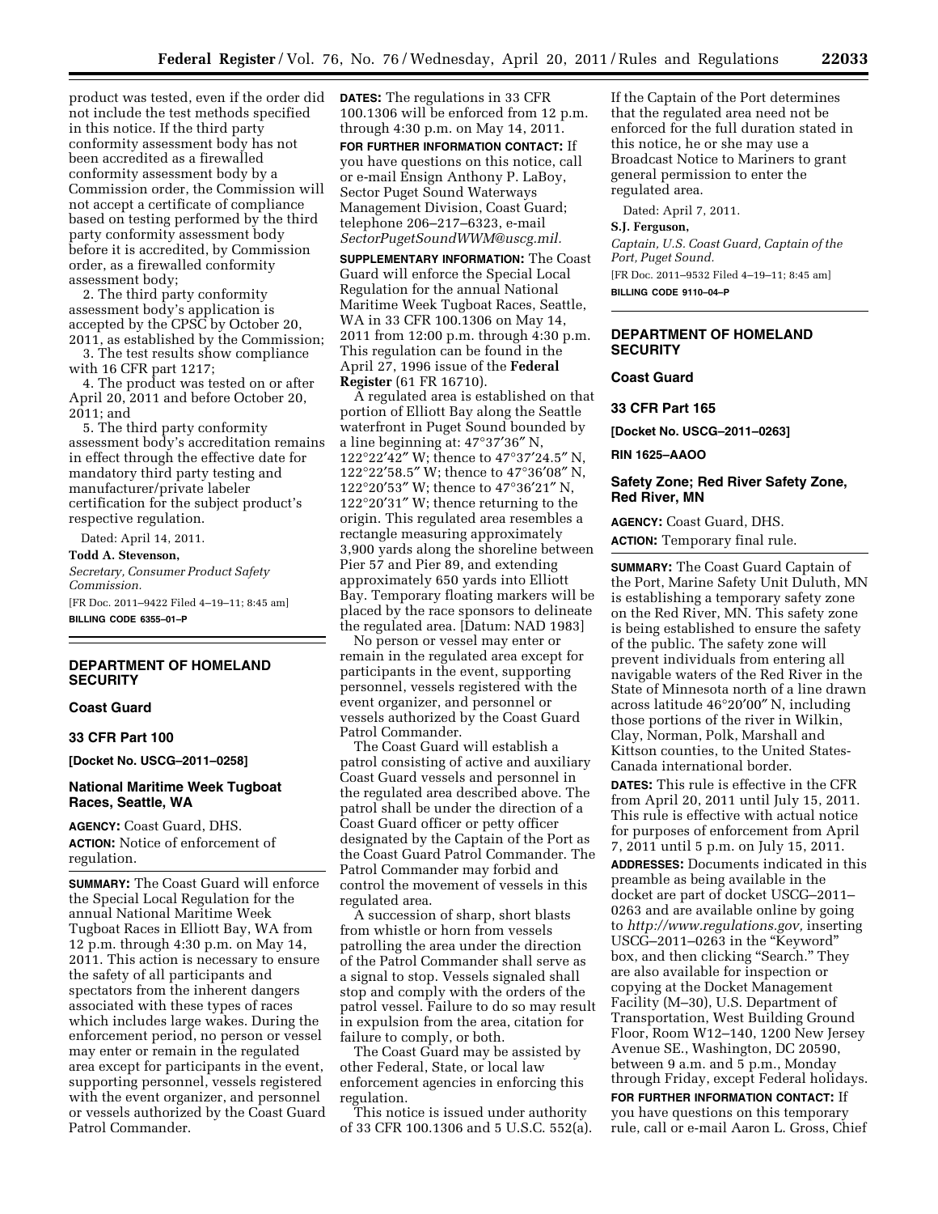product was tested, even if the order did not include the test methods specified in this notice. If the third party conformity assessment body has not been accredited as a firewalled conformity assessment body by a Commission order, the Commission will not accept a certificate of compliance based on testing performed by the third party conformity assessment body before it is accredited, by Commission order, as a firewalled conformity assessment body;

2. The third party conformity assessment body's application is accepted by the CPSC by October 20, 2011, as established by the Commission;

3. The test results show compliance with 16 CFR part 1217;

4. The product was tested on or after April 20, 2011 and before October 20, 2011; and

5. The third party conformity assessment body's accreditation remains in effect through the effective date for mandatory third party testing and manufacturer/private labeler certification for the subject product's respective regulation.

Dated: April 14, 2011.

**Todd A. Stevenson,**

*Secretary, Consumer Product Safety Commission.*

[FR Doc. 2011–9422 Filed 4–19–11; 8:45 am]

**BILLING CODE 6355–01–P**

---

## DEPARTMENT OF HOMELAND SECURITY

### Coast Guard

### 33 CFR Part 100

**[Docket No. USCG–2011–0258]**

### National Maritime Week Tugboat Races, Seattle, WA

**AGENCY:** Coast Guard, DHS.

**ACTION:** Notice of enforcement of regulation.

**SUMMARY:** The Coast Guard will enforce the Special Local Regulation for the annual National Maritime Week Tugboat Races in Elliott Bay, WA from 12 p.m. through 4:30 p.m. on May 14, 2011. This action is necessary to ensure the safety of all participants and spectators from the inherent dangers associated with these types of races which includes large wakes. During the enforcement period, no person or vessel may enter or remain in the regulated area except for participants in the event, supporting personnel, vessels registered with the event organizer, and personnel or vessels authorized by the Coast Guard Patrol Commander.

**DATES:** The regulations in 33 CFR 100.1306 will be enforced from 12 p.m. through 4:30 p.m. on May 14, 2011.

**FOR FURTHER INFORMATION CONTACT:** If you have questions on this notice, call or e-mail Ensign Anthony P. LaBoy, Sector Puget Sound Waterways Management Division, Coast Guard; telephone 206–217–6323, e-mail *SectorPugetSoundWWM@uscg.mil.*

**SUPPLEMENTARY INFORMATION:** The Coast Guard will enforce the Special Local Regulation for the annual National Maritime Week Tugboat Races, Seattle, WA in 33 CFR 100.1306 on May 14, 2011 from 12:00 p.m. through 4:30 p.m. This regulation can be found in the April 27, 1996 issue of the **Federal Register** (61 FR 16710).

A regulated area is established on that portion of Elliott Bay along the Seattle waterfront in Puget Sound bounded by a line beginning at: 47°37′36″ N, 122°22′42″ W; thence to 47°37′24.5″ N, 122°22′58.5″ W; thence to 47°36′08″ N, 122°20′53″ W; thence to 47°36′21″ N, 122°20′31″ W; thence returning to the origin. This regulated area resembles a rectangle measuring approximately 3,900 yards along the shoreline between Pier 57 and Pier 89, and extending approximately 650 yards into Elliott Bay. Temporary floating markers will be placed by the race sponsors to delineate the regulated area. [Datum: NAD 1983]

No person or vessel may enter or remain in the regulated area except for participants in the event, supporting personnel, vessels registered with the event organizer, and personnel or vessels authorized by the Coast Guard Patrol Commander.

The Coast Guard will establish a patrol consisting of active and auxiliary Coast Guard vessels and personnel in the regulated area described above. The patrol shall be under the direction of a Coast Guard officer or petty officer designated by the Captain of the Port as the Coast Guard Patrol Commander. The Patrol Commander may forbid and control the movement of vessels in this regulated area.

A succession of sharp, short blasts from whistle or horn from vessels patrolling the area under the direction of the Patrol Commander shall serve as a signal to stop. Vessels signaled shall stop and comply with the orders of the patrol vessel. Failure to do so may result in expulsion from the area, citation for failure to comply, or both.

The Coast Guard may be assisted by other Federal, State, or local law enforcement agencies in enforcing this regulation.

This notice is issued under authority of 33 CFR 100.1306 and 5 U.S.C. 552(a). If the Captain of the Port determines that the regulated area need not be enforced for the full duration stated in this notice, he or she may use a Broadcast Notice to Mariners to grant general permission to enter the regulated area.

Dated: April 7, 2011.

**S.J. Ferguson,**

*Captain, U.S. Coast Guard, Captain of the Port, Puget Sound.*

[FR Doc. 2011–9532 Filed 4–19–11; 8:45 am]

**BILLING CODE 9110–04–P**

---

## DEPARTMENT OF HOMELAND SECURITY

### Coast Guard

### 33 CFR Part 165

**[Docket No. USCG–2011–0263]**

**RIN 1625–AAOO**

### Safety Zone; Red River Safety Zone, Red River, MN

**AGENCY:** Coast Guard, DHS.

**ACTION:** Temporary final rule.

**SUMMARY:** The Coast Guard Captain of the Port, Marine Safety Unit Duluth, MN is establishing a temporary safety zone on the Red River, MN. This safety zone is being established to ensure the safety of the public. The safety zone will prevent individuals from entering all navigable waters of the Red River in the State of Minnesota north of a line drawn across latitude 46°20′00″ N, including those portions of the river in Wilkin, Clay, Norman, Polk, Marshall and Kittson counties, to the United States-Canada international border.

**DATES:** This rule is effective in the CFR from April 20, 2011 until July 15, 2011. This rule is effective with actual notice for purposes of enforcement from April 7, 2011 until 5 p.m. on July 15, 2011.

**ADDRESSES:** Documents indicated in this preamble as being available in the docket are part of docket USCG–2011–0263 and are available online by going to *http://www.regulations.gov,* inserting USCG–2011–0263 in the "Keyword" box, and then clicking "Search." They are also available for inspection or copying at the Docket Management Facility (M–30), U.S. Department of Transportation, West Building Ground Floor, Room W12–140, 1200 New Jersey Avenue SE., Washington, DC 20590, between 9 a.m. and 5 p.m., Monday through Friday, except Federal holidays.

**FOR FURTHER INFORMATION CONTACT:** If you have questions on this temporary rule, call or e-mail Aaron L. Gross, Chief